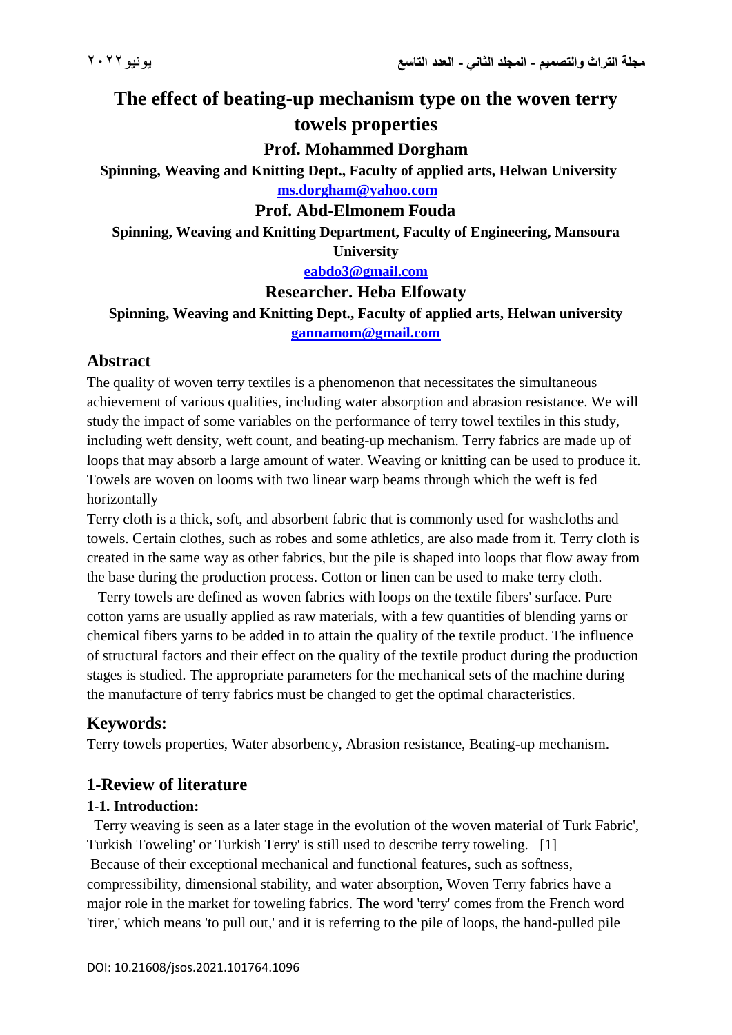# The effect of beating-up mechanism type on the woven terry towels properties

**Prof. Mohammed Dorgham**

**Spinning, Weaving and Knitting Dept., Faculty of applied arts, Helwan University**

**ms.dorgham@yahoo.com**

**Prof. Abd-Elmonem Fouda**

**Spinning, Weaving and Knitting Department, Faculty of Engineering, Mansoura University**

**eabdo3@gmail.com**

**Researcher. Heba Elfowaty**

**Spinning, Weaving and Knitting Dept., Faculty of applied arts, Helwan university**

**gannamom@gmail.com**

## Abstract

The quality of woven terry textiles is a phenomenon that necessitates the simultaneous achievement of various qualities, including water absorption and abrasion resistance. We will study the impact of some variables on the performance of terry towel textiles in this study, including weft density, weft count, and beating-up mechanism. Terry fabrics are made up of loops that may absorb a large amount of water. Weaving or knitting can be used to produce it. Towels are woven on looms with two linear warp beams through which the weft is fed horizontally

Terry cloth is a thick, soft, and absorbent fabric that is commonly used for washcloths and towels. Certain clothes, such as robes and some athletics, are also made from it. Terry cloth is created in the same way as other fabrics, but the pile is shaped into loops that flow away from the base during the production process. Cotton or linen can be used to make terry cloth.

Terry towels are defined as woven fabrics with loops on the textile fibers' surface. Pure cotton yarns are usually applied as raw materials, with a few quantities of blending yarns or chemical fibers yarns to be added in to attain the quality of the textile product. The influence of structural factors and their effect on the quality of the textile product during the production stages is studied. The appropriate parameters for the mechanical sets of the machine during the manufacture of terry fabrics must be changed to get the optimal characteristics.

## Keywords:

Terry towels properties, Water absorbency, Abrasion resistance, Beating-up mechanism.

## 1-Review of literature

### 1-1. Introduction:

Terry weaving is seen as a later stage in the evolution of the woven material of Turk Fabric', Turkish Toweling' or Turkish Terry' is still used to describe terry toweling. [1]

Because of their exceptional mechanical and functional features, such as softness, compressibility, dimensional stability, and water absorption, Woven Terry fabrics have a major role in the market for toweling fabrics. The word 'terry' comes from the French word 'tirer,' which means 'to pull out,' and it is referring to the pile of loops, the hand-pulled pile

DOI: 10.21608/jsos.2021.101764.1096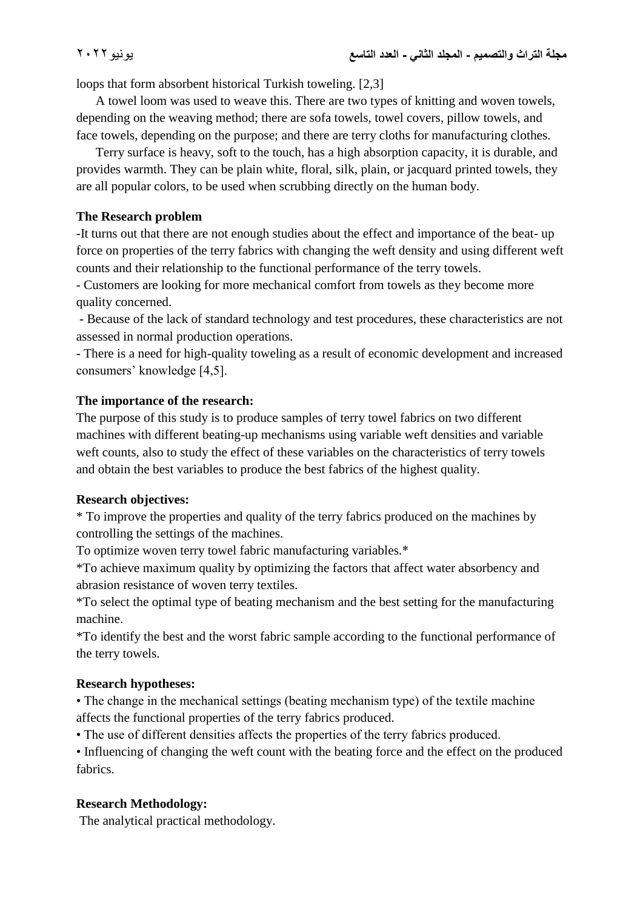loops that form absorbent historical Turkish toweling. [2,3]

A towel loom was used to weave this. There are two types of knitting and woven towels, depending on the weaving method; there are sofa towels, towel covers, pillow towels, and face towels, depending on the purpose; and there are terry cloths for manufacturing clothes.

Terry surface is heavy, soft to the touch, has a high absorption capacity, it is durable, and provides warmth. They can be plain white, floral, silk, plain, or jacquard printed towels, they are all popular colors, to be used when scrubbing directly on the human body.

**The Research problem**

-It turns out that there are not enough studies about the effect and importance of the beat- up force on properties of the terry fabrics with changing the weft density and using different weft counts and their relationship to the functional performance of the terry towels.

- Customers are looking for more mechanical comfort from towels as they become more quality concerned.

- Because of the lack of standard technology and test procedures, these characteristics are not assessed in normal production operations.

- There is a need for high-quality toweling as a result of economic development and increased consumers' knowledge [4,5].

**The importance of the research:**

The purpose of this study is to produce samples of terry towel fabrics on two different machines with different beating-up mechanisms using variable weft densities and variable weft counts, also to study the effect of these variables on the characteristics of terry towels and obtain the best variables to produce the best fabrics of the highest quality.

**Research objectives:**

* To improve the properties and quality of the terry fabrics produced on the machines by controlling the settings of the machines.

To optimize woven terry towel fabric manufacturing variables.*

*To achieve maximum quality by optimizing the factors that affect water absorbency and abrasion resistance of woven terry textiles.

*To select the optimal type of beating mechanism and the best setting for the manufacturing machine.

*To identify the best and the worst fabric sample according to the functional performance of the terry towels.

**Research hypotheses:**

• The change in the mechanical settings (beating mechanism type) of the textile machine affects the functional properties of the terry fabrics produced.

• The use of different densities affects the properties of the terry fabrics produced.

• Influencing of changing the weft count with the beating force and the effect on the produced fabrics.

**Research Methodology:**

The analytical practical methodology.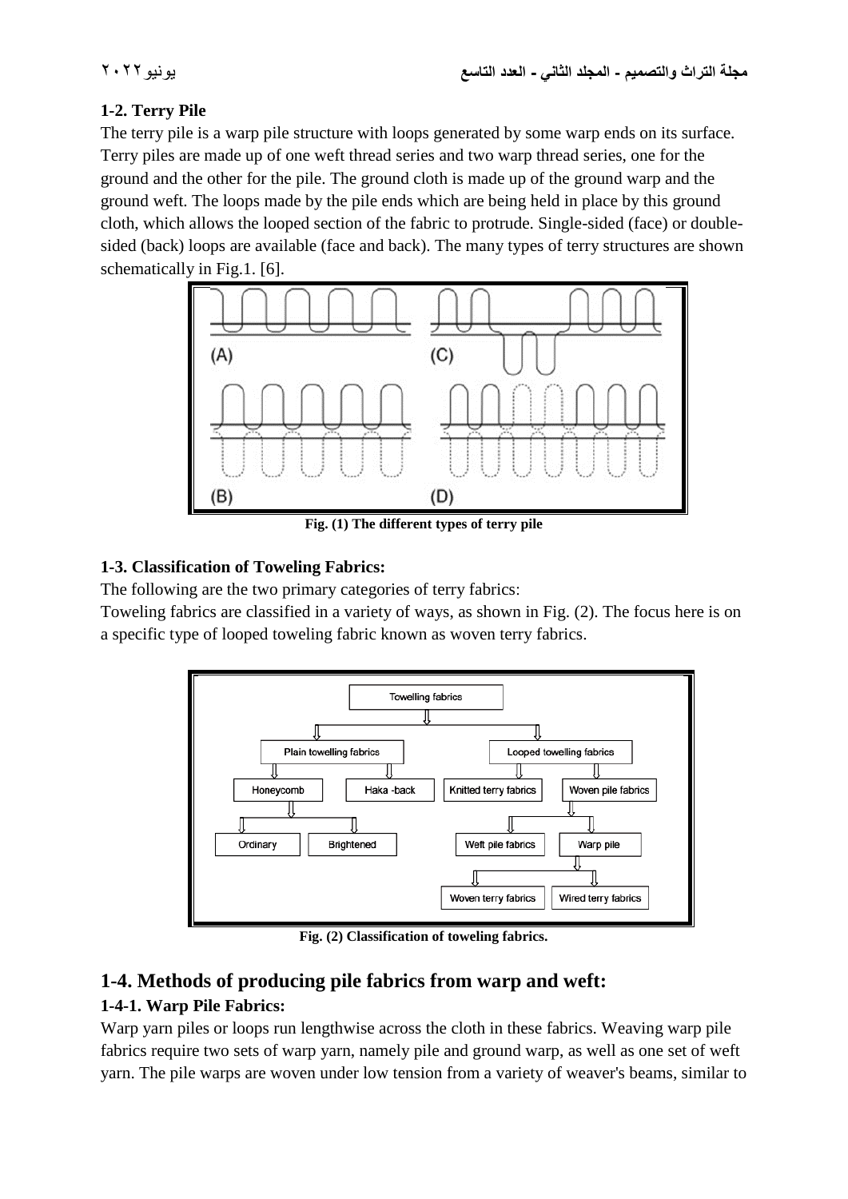## 1-2. Terry Pile

The terry pile is a warp pile structure with loops generated by some warp ends on its surface. Terry piles are made up of one weft thread series and two warp thread series, one for the ground and the other for the pile. The ground cloth is made up of the ground warp and the ground weft. The loops made by the pile ends which are being held in place by this ground cloth, which allows the looped section of the fabric to protrude. Single-sided (face) or double-sided (back) loops are available (face and back). The many types of terry structures are shown schematically in Fig.1. [6].

**Fig. (1) The different types of terry pile**

## 1-3. Classification of Toweling Fabrics:

The following are the two primary categories of terry fabrics:

Toweling fabrics are classified in a variety of ways, as shown in Fig. (2). The focus here is on a specific type of looped toweling fabric known as woven terry fabrics.

**Fig. (2) Classification of toweling fabrics.**

# 1-4. Methods of producing pile fabrics from warp and weft:

## 1-4-1. Warp Pile Fabrics:

Warp yarn piles or loops run lengthwise across the cloth in these fabrics. Weaving warp pile fabrics require two sets of warp yarn, namely pile and ground warp, as well as one set of weft yarn. The pile warps are woven under low tension from a variety of weaver's beams, similar to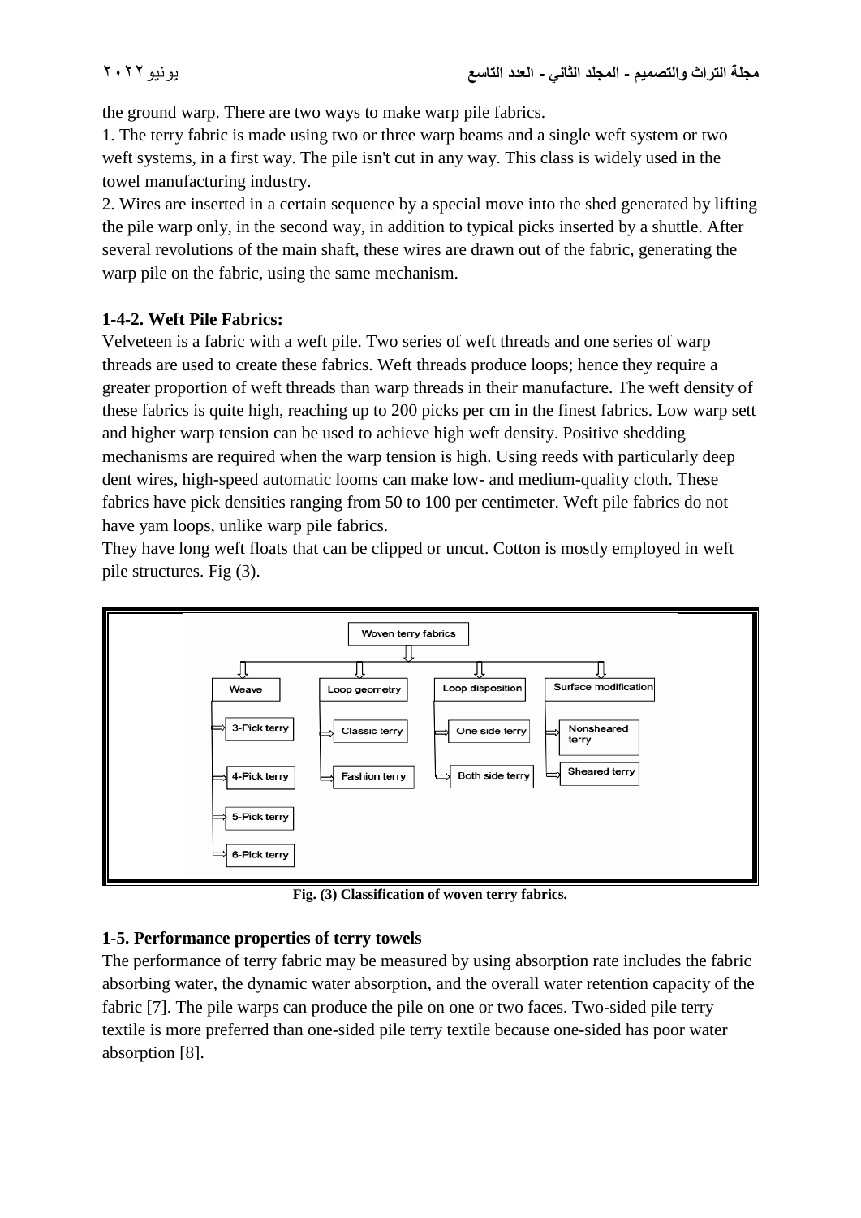the ground warp. There are two ways to make warp pile fabrics.

1. The terry fabric is made using two or three warp beams and a single weft system or two weft systems, in a first way. The pile isn't cut in any way. This class is widely used in the towel manufacturing industry.

2. Wires are inserted in a certain sequence by a special move into the shed generated by lifting the pile warp only, in the second way, in addition to typical picks inserted by a shuttle. After several revolutions of the main shaft, these wires are drawn out of the fabric, generating the warp pile on the fabric, using the same mechanism.

### 1-4-2. Weft Pile Fabrics:

Velveteen is a fabric with a weft pile. Two series of weft threads and one series of warp threads are used to create these fabrics. Weft threads produce loops; hence they require a greater proportion of weft threads than warp threads in their manufacture. The weft density of these fabrics is quite high, reaching up to 200 picks per cm in the finest fabrics. Low warp sett and higher warp tension can be used to achieve high weft density. Positive shedding mechanisms are required when the warp tension is high. Using reeds with particularly deep dent wires, high-speed automatic looms can make low- and medium-quality cloth. These fabrics have pick densities ranging from 50 to 100 per centimeter. Weft pile fabrics do not have yam loops, unlike warp pile fabrics.

They have long weft floats that can be clipped or uncut. Cotton is mostly employed in weft pile structures. Fig (3).

- Woven terry fabrics
  - Weave
    - 3-Pick terry
    - 4-Pick terry
    - 5-Pick terry
    - 6-Pick terry
  - Loop geometry
    - Classic terry
    - Fashion terry
  - Loop disposition
    - One side terry
    - Both side terry
  - Surface modification
    - Nonsheared terry
    - Sheared terry

**Fig. (3) Classification of woven terry fabrics.**

### 1-5. Performance properties of terry towels

The performance of terry fabric may be measured by using absorption rate includes the fabric absorbing water, the dynamic water absorption, and the overall water retention capacity of the fabric [7]. The pile warps can produce the pile on one or two faces. Two-sided pile terry textile is more preferred than one-sided pile terry textile because one-sided has poor water absorption [8].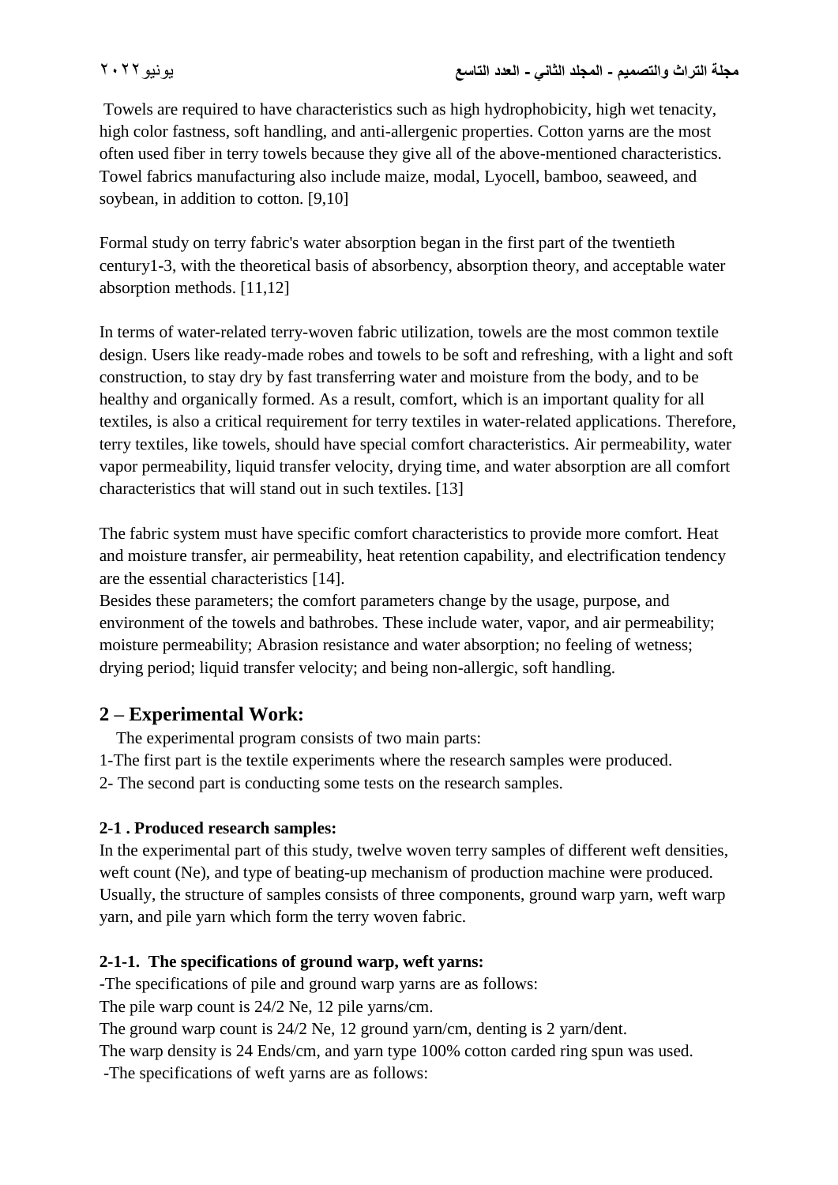Towels are required to have characteristics such as high hydrophobicity, high wet tenacity, high color fastness, soft handling, and anti-allergenic properties. Cotton yarns are the most often used fiber in terry towels because they give all of the above-mentioned characteristics. Towel fabrics manufacturing also include maize, modal, Lyocell, bamboo, seaweed, and soybean, in addition to cotton. [9,10]

Formal study on terry fabric's water absorption began in the first part of the twentieth century1-3, with the theoretical basis of absorbency, absorption theory, and acceptable water absorption methods. [11,12]

In terms of water-related terry-woven fabric utilization, towels are the most common textile design. Users like ready-made robes and towels to be soft and refreshing, with a light and soft construction, to stay dry by fast transferring water and moisture from the body, and to be healthy and organically formed. As a result, comfort, which is an important quality for all textiles, is also a critical requirement for terry textiles in water-related applications. Therefore, terry textiles, like towels, should have special comfort characteristics. Air permeability, water vapor permeability, liquid transfer velocity, drying time, and water absorption are all comfort characteristics that will stand out in such textiles. [13]

The fabric system must have specific comfort characteristics to provide more comfort. Heat and moisture transfer, air permeability, heat retention capability, and electrification tendency are the essential characteristics [14].
Besides these parameters; the comfort parameters change by the usage, purpose, and environment of the towels and bathrobes. These include water, vapor, and air permeability; moisture permeability; Abrasion resistance and water absorption; no feeling of wetness; drying period; liquid transfer velocity; and being non-allergic, soft handling.

## 2 – Experimental Work:

The experimental program consists of two main parts:

1-The first part is the textile experiments where the research samples were produced.

2- The second part is conducting some tests on the research samples.

### 2-1 . Produced research samples:

In the experimental part of this study, twelve woven terry samples of different weft densities, weft count (Ne), and type of beating-up mechanism of production machine were produced. Usually, the structure of samples consists of three components, ground warp yarn, weft warp yarn, and pile yarn which form the terry woven fabric.

#### 2-1-1. The specifications of ground warp, weft yarns:

-The specifications of pile and ground warp yarns are as follows:

The pile warp count is 24/2 Ne, 12 pile yarns/cm.

The ground warp count is 24/2 Ne, 12 ground yarn/cm, denting is 2 yarn/dent.

The warp density is 24 Ends/cm, and yarn type 100% cotton carded ring spun was used.

-The specifications of weft yarns are as follows: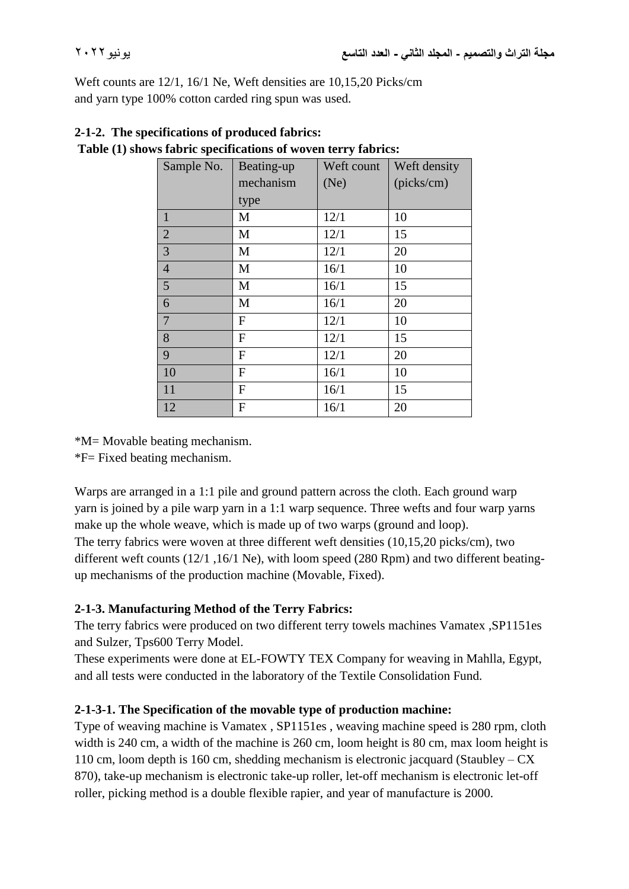Weft counts are 12/1, 16/1 Ne, Weft densities are 10,15,20 Picks/cm and yarn type 100% cotton carded ring spun was used.

### 2-1-2. The specifications of produced fabrics:

**Table (1) shows fabric specifications of woven terry fabrics:**

| Sample No. | Beating-up mechanism type | Weft count (Ne) | Weft density (picks/cm) |
|---|---|---|---|
| 1 | M | 12/1 | 10 |
| 2 | M | 12/1 | 15 |
| 3 | M | 12/1 | 20 |
| 4 | M | 16/1 | 10 |
| 5 | M | 16/1 | 15 |
| 6 | M | 16/1 | 20 |
| 7 | F | 12/1 | 10 |
| 8 | F | 12/1 | 15 |
| 9 | F | 12/1 | 20 |
| 10 | F | 16/1 | 10 |
| 11 | F | 16/1 | 15 |
| 12 | F | 16/1 | 20 |

*M= Movable beating mechanism.

*F= Fixed beating mechanism.

Warps are arranged in a 1:1 pile and ground pattern across the cloth. Each ground warp yarn is joined by a pile warp yarn in a 1:1 warp sequence. Three wefts and four warp yarns make up the whole weave, which is made up of two warps (ground and loop).

The terry fabrics were woven at three different weft densities (10,15,20 picks/cm), two different weft counts (12/1 ,16/1 Ne), with loom speed (280 Rpm) and two different beating-up mechanisms of the production machine (Movable, Fixed).

### 2-1-3. Manufacturing Method of the Terry Fabrics:

The terry fabrics were produced on two different terry towels machines Vamatex ,SP1151es and Sulzer, Tps600 Terry Model.

These experiments were done at EL-FOWTY TEX Company for weaving in Mahlla, Egypt, and all tests were conducted in the laboratory of the Textile Consolidation Fund.

#### 2-1-3-1. The Specification of the movable type of production machine:

Type of weaving machine is Vamatex , SP1151es , weaving machine speed is 280 rpm, cloth width is 240 cm, a width of the machine is 260 cm, loom height is 80 cm, max loom height is 110 cm, loom depth is 160 cm, shedding mechanism is electronic jacquard (Staubley – CX 870), take-up mechanism is electronic take-up roller, let-off mechanism is electronic let-off roller, picking method is a double flexible rapier, and year of manufacture is 2000.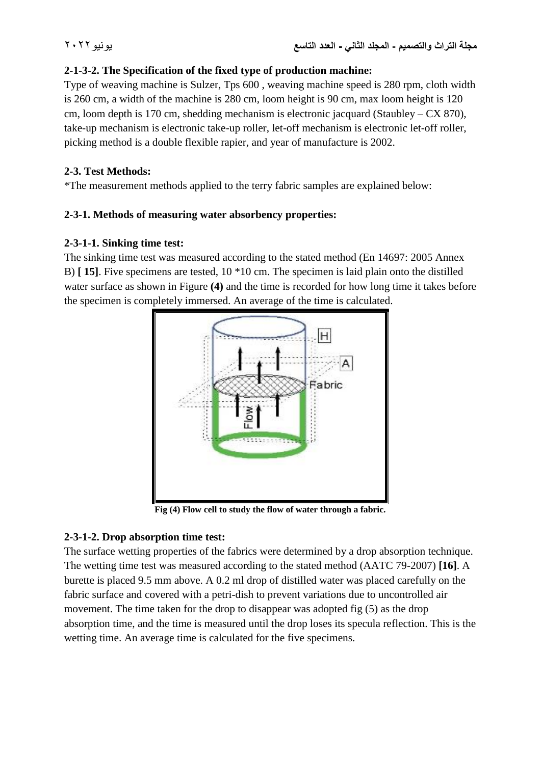**2-1-3-2. The Specification of the fixed type of production machine:**

Type of weaving machine is Sulzer, Tps 600 , weaving machine speed is 280 rpm, cloth width is 260 cm, a width of the machine is 280 cm, loom height is 90 cm, max loom height is 120 cm, loom depth is 170 cm, shedding mechanism is electronic jacquard (Staubley – CX 870), take-up mechanism is electronic take-up roller, let-off mechanism is electronic let-off roller, picking method is a double flexible rapier, and year of manufacture is 2002.

**2-3. Test Methods:**

*The measurement methods applied to the terry fabric samples are explained below:

**2-3-1. Methods of measuring water absorbency properties:**

**2-3-1-1. Sinking time test:**

The sinking time test was measured according to the stated method (En 14697: 2005 Annex B) **[ 15]**. Five specimens are tested, 10 *10 cm. The specimen is laid plain onto the distilled water surface as shown in Figure **(4)** and the time is recorded for how long time it takes before the specimen is completely immersed. An average of the time is calculated.

**Fig (4) Flow cell to study the flow of water through a fabric.**

**2-3-1-2. Drop absorption time test:**

The surface wetting properties of the fabrics were determined by a drop absorption technique. The wetting time test was measured according to the stated method (AATC 79-2007) **[16]**. A burette is placed 9.5 mm above. A 0.2 ml drop of distilled water was placed carefully on the fabric surface and covered with a petri-dish to prevent variations due to uncontrolled air movement. The time taken for the drop to disappear was adopted fig (5) as the drop absorption time, and the time is measured until the drop loses its specula reflection. This is the wetting time. An average time is calculated for the five specimens.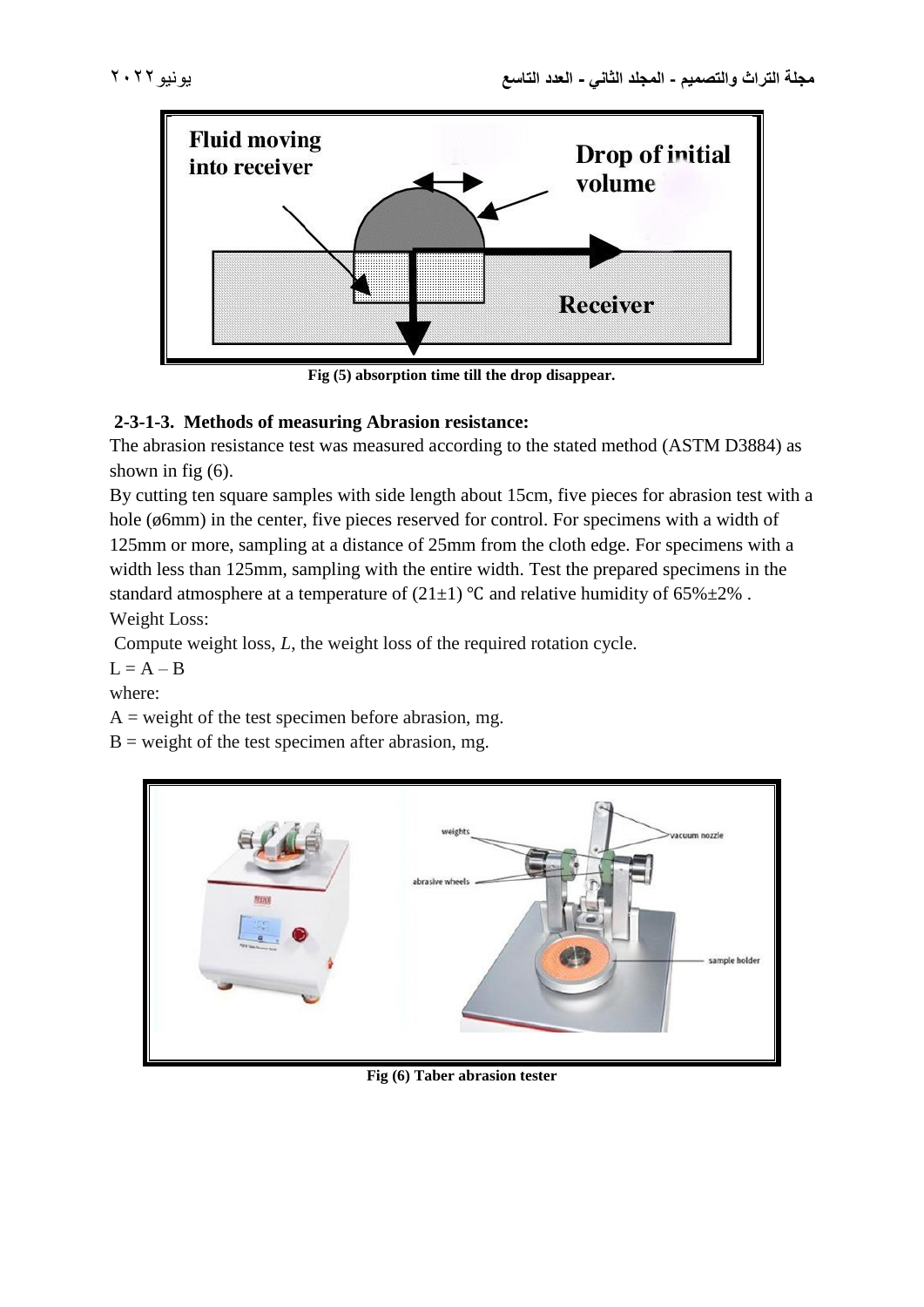Fig (5) absorption time till the drop disappear.

### 2-3-1-3. Methods of measuring Abrasion resistance:

The abrasion resistance test was measured according to the stated method (ASTM D3884) as shown in fig (6).

By cutting ten square samples with side length about 15cm, five pieces for abrasion test with a hole (ø6mm) in the center, five pieces reserved for control. For specimens with a width of 125mm or more, sampling at a distance of 25mm from the cloth edge. For specimens with a width less than 125mm, sampling with the entire width. Test the prepared specimens in the standard atmosphere at a temperature of (21±1) ℃ and relative humidity of 65%±2% .

Weight Loss:

Compute weight loss, *L*, the weight loss of the required rotation cycle.

$L = A - B$

where:

A = weight of the test specimen before abrasion, mg.

B = weight of the test specimen after abrasion, mg.

Fig (6) Taber abrasion tester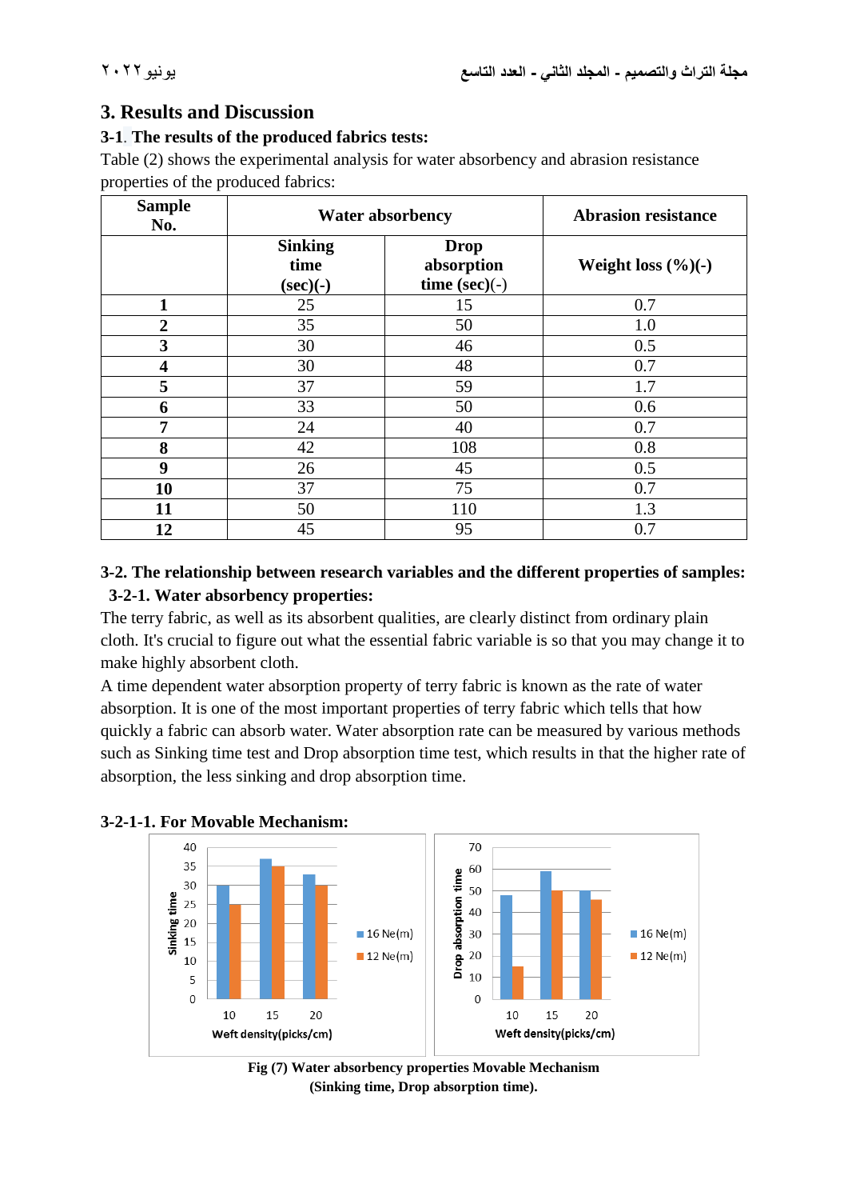## 3. Results and Discussion

### 3-1. The results of the produced fabrics tests:

Table (2) shows the experimental analysis for water absorbency and abrasion resistance properties of the produced fabrics:

| Sample No. | Water absorbency | | Abrasion resistance |
|---|---|---|---|
| | Sinking time (sec)(-) | Drop absorption time (sec)(-) | Weight loss (%)(-) |
| **1** | 25 | 15 | 0.7 |
| **2** | 35 | 50 | 1.0 |
| **3** | 30 | 46 | 0.5 |
| **4** | 30 | 48 | 0.7 |
| **5** | 37 | 59 | 1.7 |
| **6** | 33 | 50 | 0.6 |
| **7** | 24 | 40 | 0.7 |
| **8** | 42 | 108 | 0.8 |
| **9** | 26 | 45 | 0.5 |
| **10** | 37 | 75 | 0.7 |
| **11** | 50 | 110 | 1.3 |
| **12** | 45 | 95 | 0.7 |

### 3-2. The relationship between research variables and the different properties of samples:

#### 3-2-1. Water absorbency properties:

The terry fabric, as well as its absorbent qualities, are clearly distinct from ordinary plain cloth. It's crucial to figure out what the essential fabric variable is so that you may change it to make highly absorbent cloth.

A time dependent water absorption property of terry fabric is known as the rate of water absorption. It is one of the most important properties of terry fabric which tells that how quickly a fabric can absorb water. Water absorption rate can be measured by various methods such as Sinking time test and Drop absorption time test, which results in that the higher rate of absorption, the less sinking and drop absorption time.

##### 3-2-1-1. For Movable Mechanism:

| Weft density (picks/cm) | Sinking time – 16 Ne(m) | Sinking time – 12 Ne(m) | Drop absorption time – 16 Ne(m) | Drop absorption time – 12 Ne(m) |
|---|---|---|---|---|
| 10 | 30 | 25 | 48 | 15 |
| 15 | 37 | 35 | 59 | 50 |
| 20 | 33 | 30 | 50 | 46 |

**Fig (7) Water absorbency properties Movable Mechanism (Sinking time, Drop absorption time).**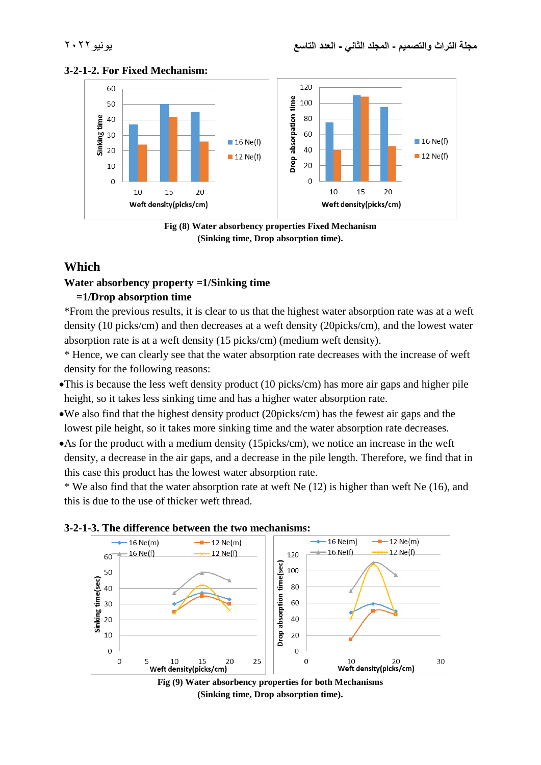### 3-2-1-2. For Fixed Mechanism:

Fig (8) Water absorbency properties Fixed Mechanism
(Sinking time, Drop absorption time).

## Which

**Water absorbency property =1/Sinking time**

**=1/Drop absorption time**

*From the previous results, it is clear to us that the highest water absorption rate was at a weft density (10 picks/cm) and then decreases at a weft density (20picks/cm), and the lowest water absorption rate is at a weft density (15 picks/cm) (medium weft density).

* Hence, we can clearly see that the water absorption rate decreases with the increase of weft density for the following reasons:

- This is because the less weft density product (10 picks/cm) has more air gaps and higher pile height, so it takes less sinking time and has a higher water absorption rate.
- We also find that the highest density product (20picks/cm) has the fewest air gaps and the lowest pile height, so it takes more sinking time and the water absorption rate decreases.
- As for the product with a medium density (15picks/cm), we notice an increase in the weft density, a decrease in the air gaps, and a decrease in the pile length. Therefore, we find that in this case this product has the lowest water absorption rate.

* We also find that the water absorption rate at weft Ne (12) is higher than weft Ne (16), and this is due to the use of thicker weft thread.

### 3-2-1-3. The difference between the two mechanisms:

Fig (9) Water absorbency properties for both Mechanisms
(Sinking time, Drop absorption time).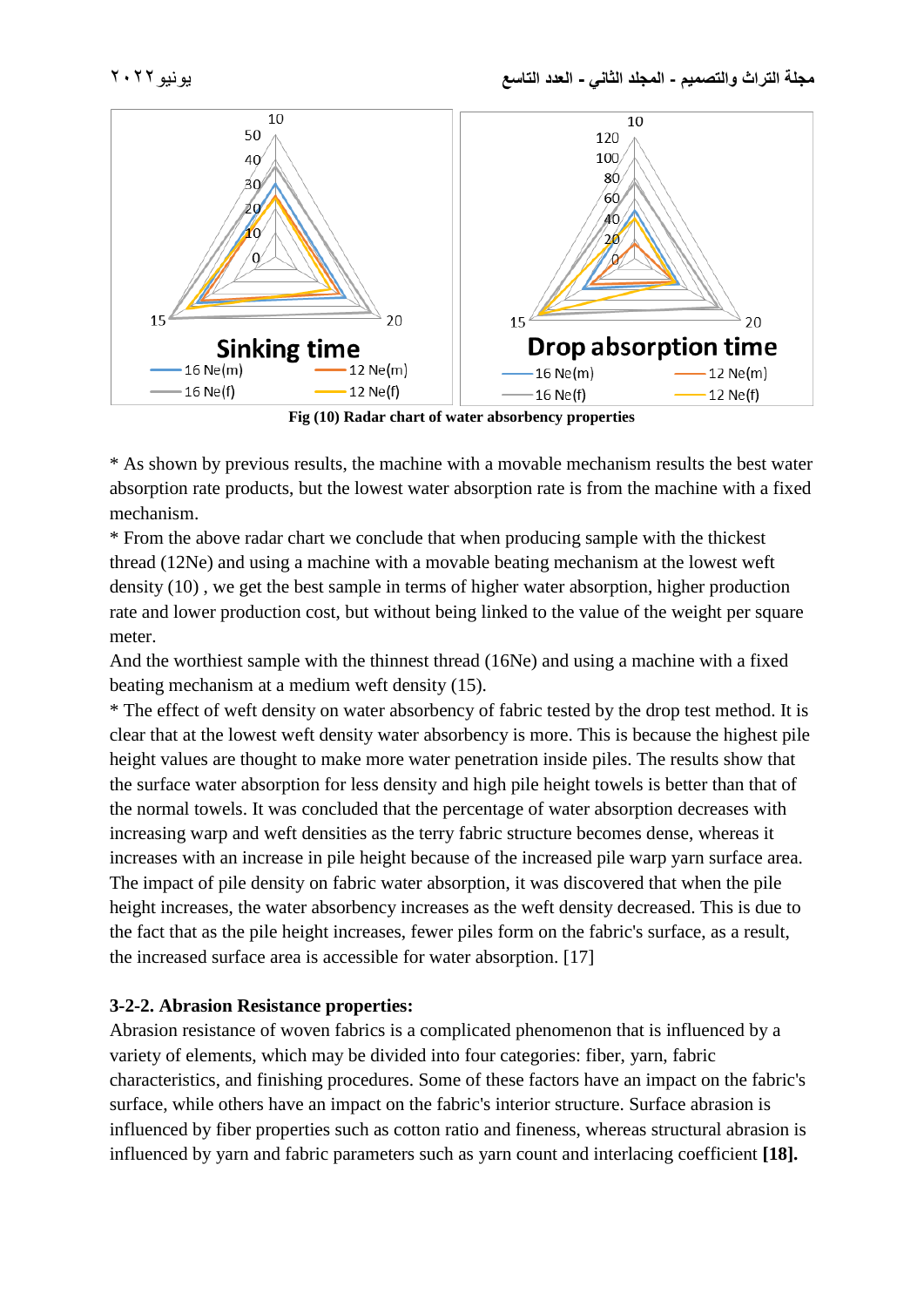Fig (10) Radar chart of water absorbency properties

* As shown by previous results, the machine with a movable mechanism results the best water absorption rate products, but the lowest water absorption rate is from the machine with a fixed mechanism.

* From the above radar chart we conclude that when producing sample with the thickest thread (12Ne) and using a machine with a movable beating mechanism at the lowest weft density (10) , we get the best sample in terms of higher water absorption, higher production rate and lower production cost, but without being linked to the value of the weight per square meter.

And the worthiest sample with the thinnest thread (16Ne) and using a machine with a fixed beating mechanism at a medium weft density (15).

* The effect of weft density on water absorbency of fabric tested by the drop test method. It is clear that at the lowest weft density water absorbency is more. This is because the highest pile height values are thought to make more water penetration inside piles. The results show that the surface water absorption for less density and high pile height towels is better than that of the normal towels. It was concluded that the percentage of water absorption decreases with increasing warp and weft densities as the terry fabric structure becomes dense, whereas it increases with an increase in pile height because of the increased pile warp yarn surface area. The impact of pile density on fabric water absorption, it was discovered that when the pile height increases, the water absorbency increases as the weft density decreased. This is due to the fact that as the pile height increases, fewer piles form on the fabric's surface, as a result, the increased surface area is accessible for water absorption. [17]

### 3-2-2. Abrasion Resistance properties:

Abrasion resistance of woven fabrics is a complicated phenomenon that is influenced by a variety of elements, which may be divided into four categories: fiber, yarn, fabric characteristics, and finishing procedures. Some of these factors have an impact on the fabric's surface, while others have an impact on the fabric's interior structure. Surface abrasion is influenced by fiber properties such as cotton ratio and fineness, whereas structural abrasion is influenced by yarn and fabric parameters such as yarn count and interlacing coefficient **[18].**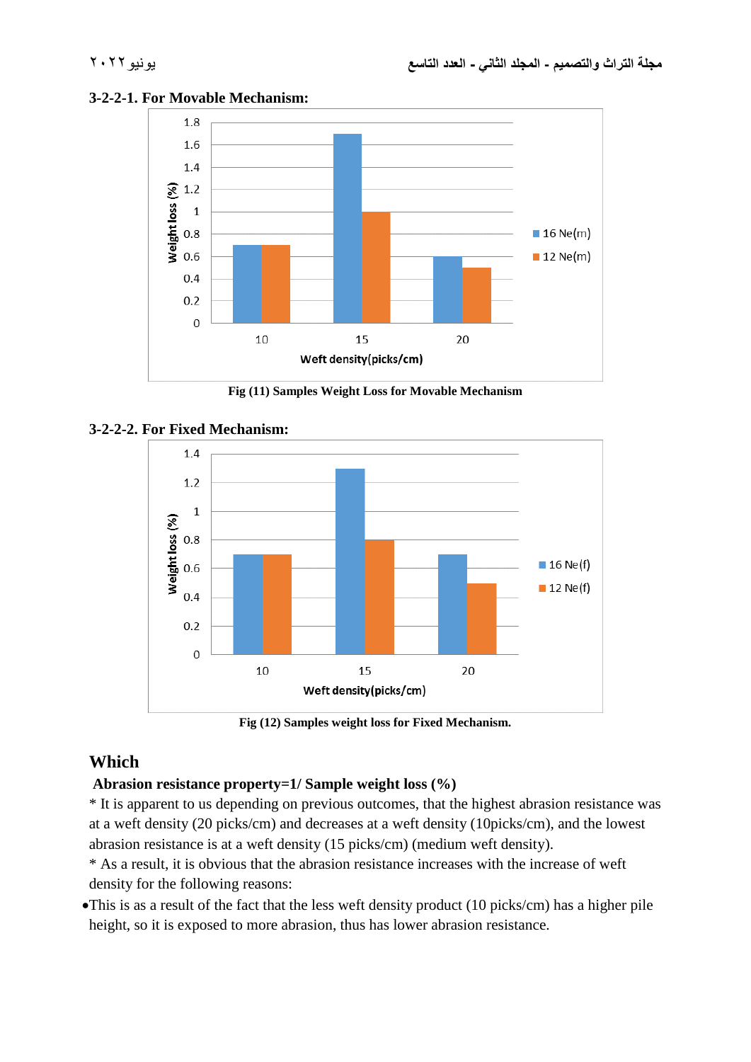**3-2-2-1. For Movable Mechanism:**

Fig (11) Samples Weight Loss for Movable Mechanism

**3-2-2-2. For Fixed Mechanism:**

Fig (12) Samples weight loss for Fixed Mechanism.

## Which

**Abrasion resistance property=1/ Sample weight loss (%)**

* It is apparent to us depending on previous outcomes, that the highest abrasion resistance was at a weft density (20 picks/cm) and decreases at a weft density (10picks/cm), and the lowest abrasion resistance is at a weft density (15 picks/cm) (medium weft density).

* As a result, it is obvious that the abrasion resistance increases with the increase of weft density for the following reasons:

- This is as a result of the fact that the less weft density product (10 picks/cm) has a higher pile height, so it is exposed to more abrasion, thus has lower abrasion resistance.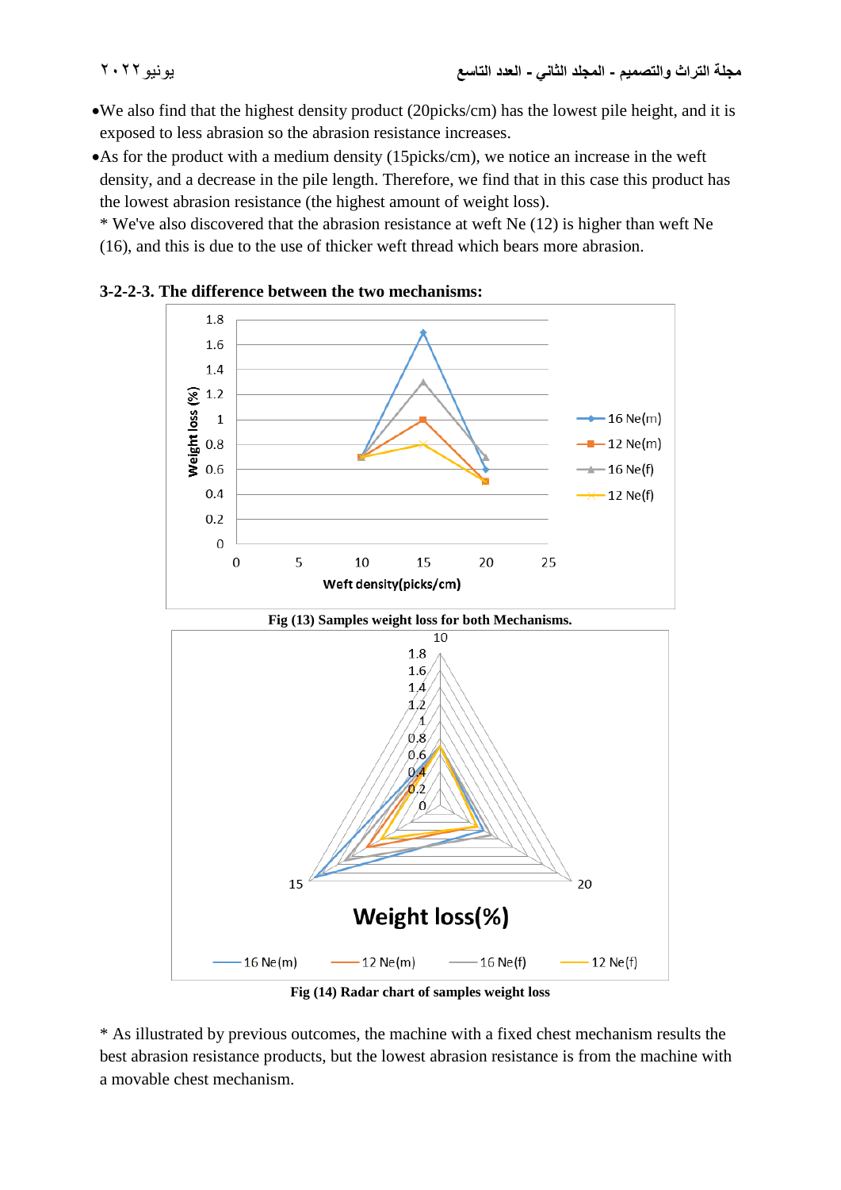- We also find that the highest density product (20picks/cm) has the lowest pile height, and it is exposed to less abrasion so the abrasion resistance increases.
- As for the product with a medium density (15picks/cm), we notice an increase in the weft density, and a decrease in the pile length. Therefore, we find that in this case this product has the lowest abrasion resistance (the highest amount of weight loss).

  * We've also discovered that the abrasion resistance at weft Ne (12) is higher than weft Ne (16), and this is due to the use of thicker weft thread which bears more abrasion.

**3-2-2-3. The difference between the two mechanisms:**

**Fig (13) Samples weight loss for both Mechanisms.**

**Fig (14) Radar chart of samples weight loss**

* As illustrated by previous outcomes, the machine with a fixed chest mechanism results the best abrasion resistance products, but the lowest abrasion resistance is from the machine with a movable chest mechanism.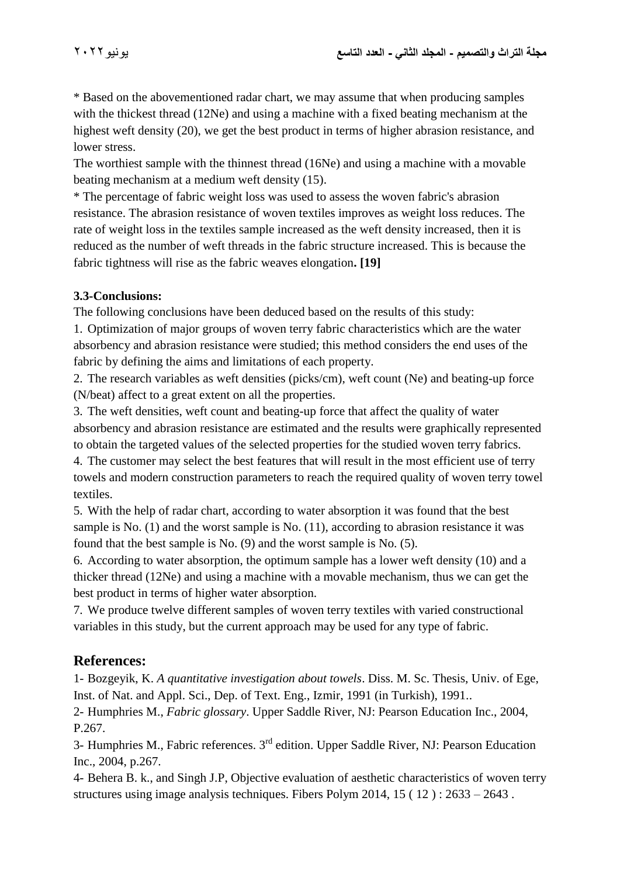* Based on the abovementioned radar chart, we may assume that when producing samples with the thickest thread (12Ne) and using a machine with a fixed beating mechanism at the highest weft density (20), we get the best product in terms of higher abrasion resistance, and lower stress.

The worthiest sample with the thinnest thread (16Ne) and using a machine with a movable beating mechanism at a medium weft density (15).

* The percentage of fabric weight loss was used to assess the woven fabric's abrasion resistance. The abrasion resistance of woven textiles improves as weight loss reduces. The rate of weight loss in the textiles sample increased as the weft density increased, then it is reduced as the number of weft threads in the fabric structure increased. This is because the fabric tightness will rise as the fabric weaves elongation**. [19]**

### 3.3-Conclusions:

The following conclusions have been deduced based on the results of this study:

1. Optimization of major groups of woven terry fabric characteristics which are the water absorbency and abrasion resistance were studied; this method considers the end uses of the fabric by defining the aims and limitations of each property.
2. The research variables as weft densities (picks/cm), weft count (Ne) and beating-up force (N/beat) affect to a great extent on all the properties.
3. The weft densities, weft count and beating-up force that affect the quality of water absorbency and abrasion resistance are estimated and the results were graphically represented to obtain the targeted values of the selected properties for the studied woven terry fabrics.
4. The customer may select the best features that will result in the most efficient use of terry towels and modern construction parameters to reach the required quality of woven terry towel textiles.
5. With the help of radar chart, according to water absorption it was found that the best sample is No. (1) and the worst sample is No. (11), according to abrasion resistance it was found that the best sample is No. (9) and the worst sample is No. (5).
6. According to water absorption, the optimum sample has a lower weft density (10) and a thicker thread (12Ne) and using a machine with a movable mechanism, thus we can get the best product in terms of higher water absorption.
7. We produce twelve different samples of woven terry textiles with varied constructional variables in this study, but the current approach may be used for any type of fabric.

## References:

1- Bozgeyik, K. *A quantitative investigation about towels*. Diss. M. Sc. Thesis, Univ. of Ege, Inst. of Nat. and Appl. Sci., Dep. of Text. Eng., Izmir, 1991 (in Turkish), 1991..

2- Humphries M., *Fabric glossary*. Upper Saddle River, NJ: Pearson Education Inc., 2004, P.267.

3- Humphries M., Fabric references. 3rd edition. Upper Saddle River, NJ: Pearson Education Inc., 2004, p.267.

4- Behera B. k., and Singh J.P, Objective evaluation of aesthetic characteristics of woven terry structures using image analysis techniques. Fibers Polym 2014, 15 ( 12 ) : 2633 – 2643 .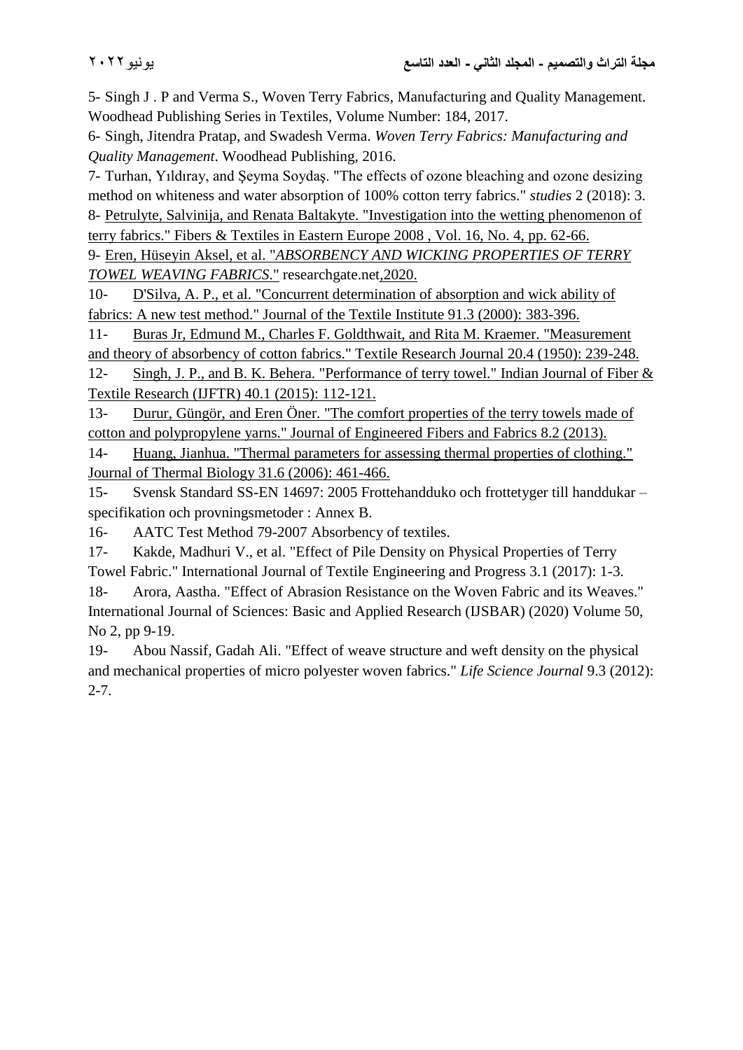5- Singh J . P and Verma S., Woven Terry Fabrics, Manufacturing and Quality Management. Woodhead Publishing Series in Textiles, Volume Number: 184, 2017.

6- Singh, Jitendra Pratap, and Swadesh Verma. *Woven Terry Fabrics: Manufacturing and Quality Management*. Woodhead Publishing, 2016.

7- Turhan, Yıldıray, and Şeyma Soydaş. "The effects of ozone bleaching and ozone desizing method on whiteness and water absorption of 100% cotton terry fabrics." *studies* 2 (2018): 3.

8- Petrulyte, Salvinija, and Renata Baltakyte. "Investigation into the wetting phenomenon of terry fabrics." Fibers & Textiles in Eastern Europe 2008 , Vol. 16, No. 4, pp. 62-66.

9- Eren, Hüseyin Aksel, et al. "*ABSORBENCY AND WICKING PROPERTIES OF TERRY TOWEL WEAVING FABRICS*." researchgate.net,2020.

10- D'Silva, A. P., et al. "Concurrent determination of absorption and wick ability of fabrics: A new test method." Journal of the Textile Institute 91.3 (2000): 383-396.

11- Buras Jr, Edmund M., Charles F. Goldthwait, and Rita M. Kraemer. "Measurement and theory of absorbency of cotton fabrics." Textile Research Journal 20.4 (1950): 239-248.

12- Singh, J. P., and B. K. Behera. "Performance of terry towel." Indian Journal of Fiber & Textile Research (IJFTR) 40.1 (2015): 112-121.

13- Durur, Güngör, and Eren Öner. "The comfort properties of the terry towels made of cotton and polypropylene yarns." Journal of Engineered Fibers and Fabrics 8.2 (2013).

14- Huang, Jianhua. "Thermal parameters for assessing thermal properties of clothing." Journal of Thermal Biology 31.6 (2006): 461-466.

15- Svensk Standard SS-EN 14697: 2005 Frottehandduko och frottetyger till handdukar – specifikation och provningsmetoder : Annex B.

16- AATC Test Method 79-2007 Absorbency of textiles.

17- Kakde, Madhuri V., et al. "Effect of Pile Density on Physical Properties of Terry Towel Fabric." International Journal of Textile Engineering and Progress 3.1 (2017): 1-3.

18- Arora, Aastha. "Effect of Abrasion Resistance on the Woven Fabric and its Weaves." International Journal of Sciences: Basic and Applied Research (IJSBAR) (2020) Volume 50, No 2, pp 9-19.

19- Abou Nassif, Gadah Ali. "Effect of weave structure and weft density on the physical and mechanical properties of micro polyester woven fabrics." *Life Science Journal* 9.3 (2012): 2-7.